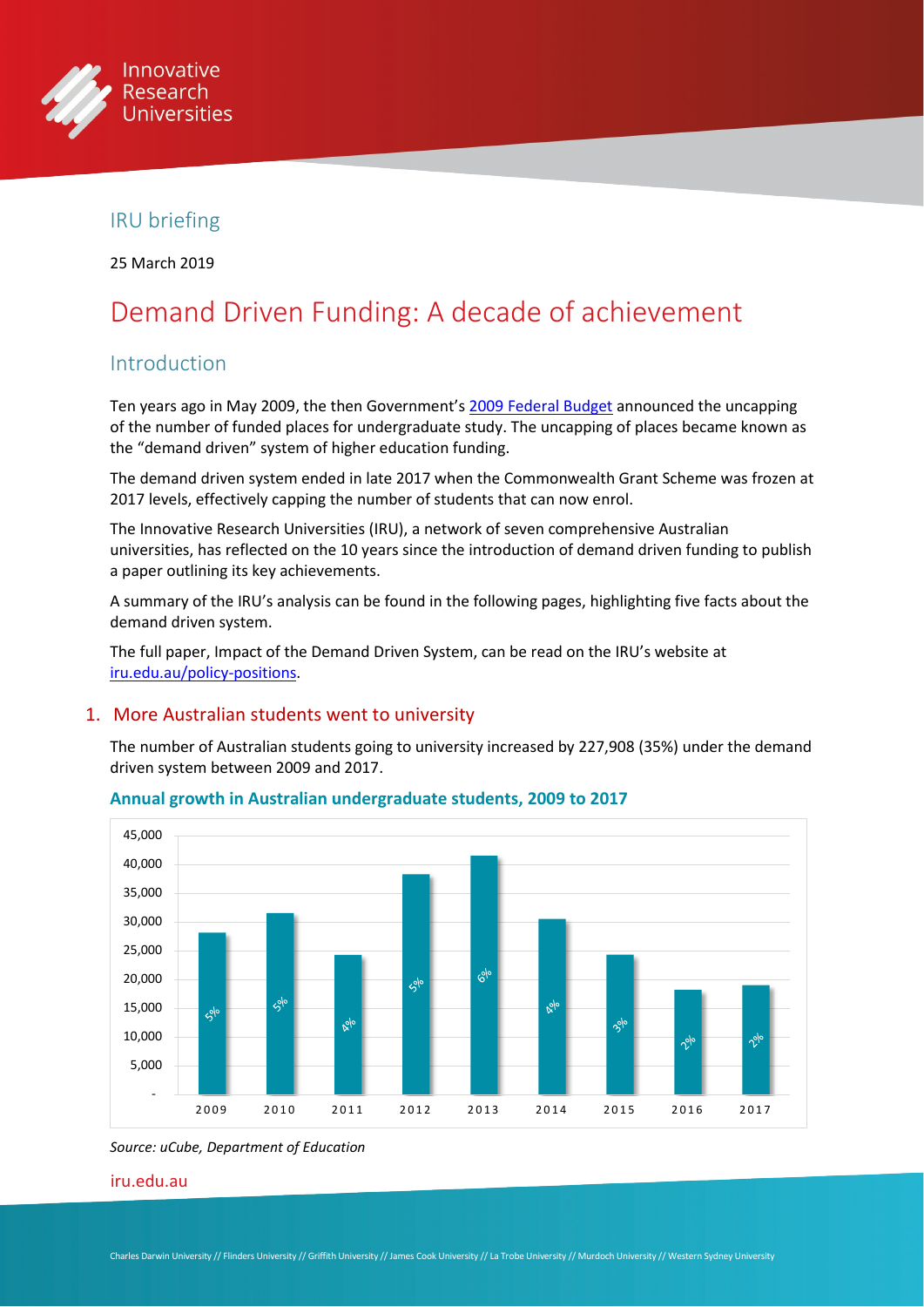IRU briefing

25 March 2019

# Demand Driven Funding: A decade of achievement

## Introduction

Ten years ago in May 2009, the then Government's 2009 Federal Budget announced the uncapping of the number of funded places for undergraduate study. The uncapping of places became known as the "demand driven" system of higher education funding.

The demand driven system ended in late 2017 when the Commonwealth Grant Scheme was frozen at 2017 levels, effectively capping the number of students that can now enrol.

The Innovative Research Universities (IRU), a network of seven comprehensive Australian universities, has reflected on the 10 years since the introduction of demand driven funding to publish a paper outlining its key achievements.

A summary of the IRU's analysis can be found in the following pages, highlighting five facts about the demand driven system.

The full paper, Impact of the Demand Driven System, can be read on the IRU's website at iru.edu.au/policy-positions.

## 1. More Australian students went to university

The number of Australian students going to university increased by 227,908 (35%) under the demand driven system between 2009 and 2017.

### Annual growth in Australian undergraduate students, 2009 to 2017

| Year | Growth rate |
|---|---|
| 2009 | 5% |
| 2010 | 5% |
| 2011 | 4% |
| 2012 | 5% |
| 2013 | 6% |
| 2014 | 4% |
| 2015 | 3% |
| 2016 | 2% |
| 2017 | 2% |

*Source: uCube, Department of Education*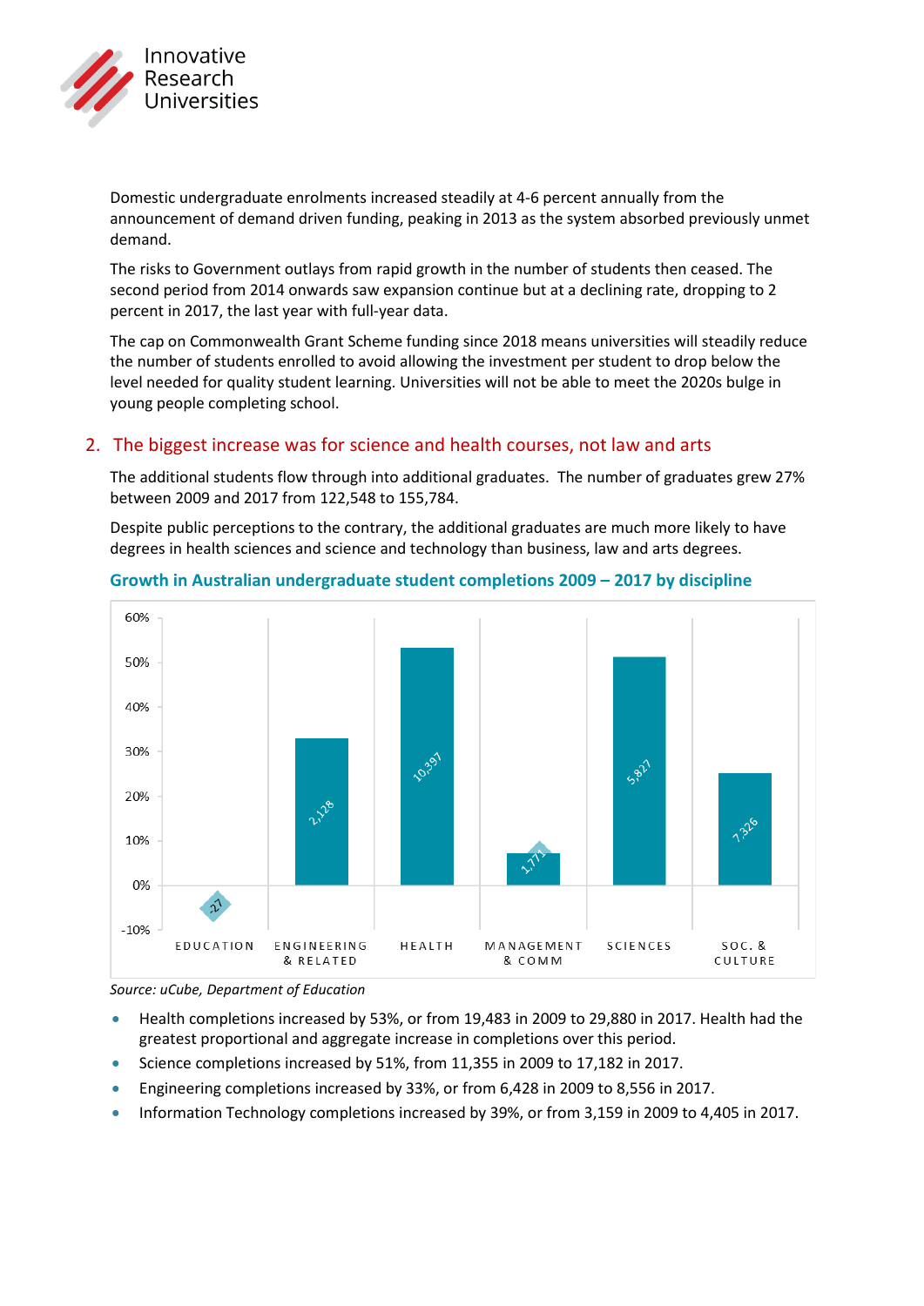Domestic undergraduate enrolments increased steadily at 4-6 percent annually from the announcement of demand driven funding, peaking in 2013 as the system absorbed previously unmet demand.

The risks to Government outlays from rapid growth in the number of students then ceased. The second period from 2014 onwards saw expansion continue but at a declining rate, dropping to 2 percent in 2017, the last year with full-year data.

The cap on Commonwealth Grant Scheme funding since 2018 means universities will steadily reduce the number of students enrolled to avoid allowing the investment per student to drop below the level needed for quality student learning. Universities will not be able to meet the 2020s bulge in young people completing school.

## 2. The biggest increase was for science and health courses, not law and arts

The additional students flow through into additional graduates. The number of graduates grew 27% between 2009 and 2017 from 122,548 to 155,784.

Despite public perceptions to the contrary, the additional graduates are much more likely to have degrees in health sciences and science and technology than business, law and arts degrees.

**Growth in Australian undergraduate student completions 2009 – 2017 by discipline**

| Discipline | Additional completions |
|---|---|
| Education | -27 |
| Engineering & Related | 2,128 |
| Health | 10,397 |
| Management & Comm | 1,771 |
| Sciences | 5,827 |
| Soc. & Culture | 7,326 |

*Source: uCube, Department of Education*

- Health completions increased by 53%, or from 19,483 in 2009 to 29,880 in 2017. Health had the greatest proportional and aggregate increase in completions over this period.
- Science completions increased by 51%, from 11,355 in 2009 to 17,182 in 2017.
- Engineering completions increased by 33%, or from 6,428 in 2009 to 8,556 in 2017.
- Information Technology completions increased by 39%, or from 3,159 in 2009 to 4,405 in 2017.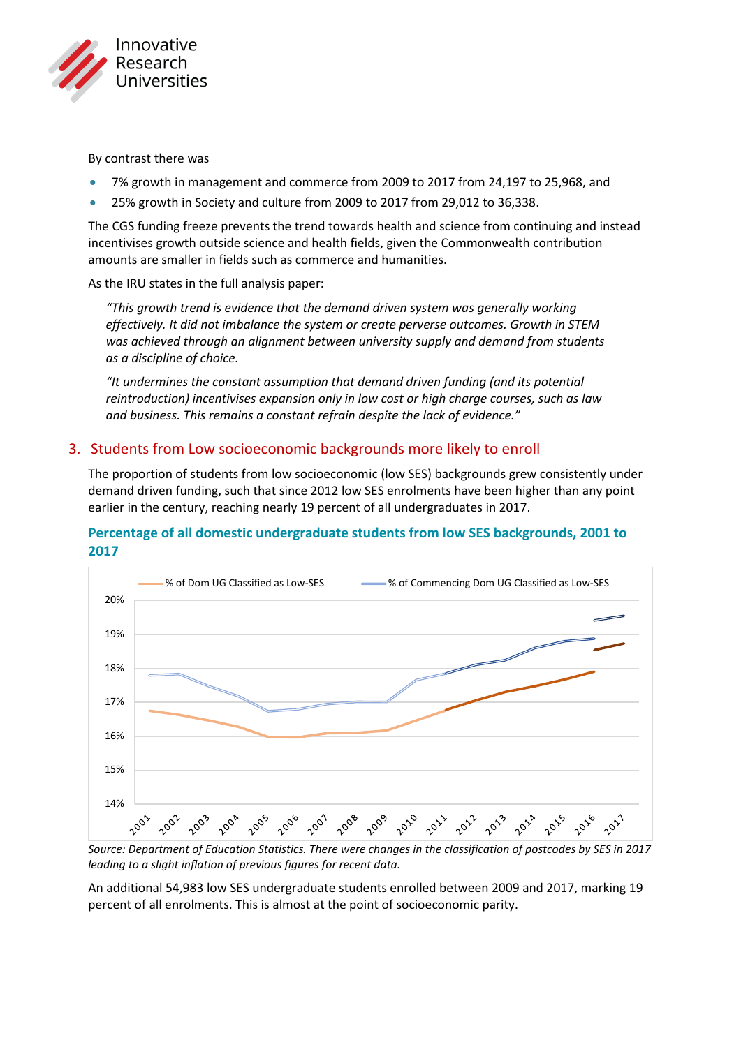By contrast there was

- 7% growth in management and commerce from 2009 to 2017 from 24,197 to 25,968, and
- 25% growth in Society and culture from 2009 to 2017 from 29,012 to 36,338.

The CGS funding freeze prevents the trend towards health and science from continuing and instead incentivises growth outside science and health fields, given the Commonwealth contribution amounts are smaller in fields such as commerce and humanities.

As the IRU states in the full analysis paper:

> *"This growth trend is evidence that the demand driven system was generally working effectively. It did not imbalance the system or create perverse outcomes. Growth in STEM was achieved through an alignment between university supply and demand from students as a discipline of choice.*
>
> *"It undermines the constant assumption that demand driven funding (and its potential reintroduction) incentivises expansion only in low cost or high charge courses, such as law and business. This remains a constant refrain despite the lack of evidence."*

## 3. Students from Low socioeconomic backgrounds more likely to enroll

The proportion of students from low socioeconomic (low SES) backgrounds grew consistently under demand driven funding, such that since 2012 low SES enrolments have been higher than any point earlier in the century, reaching nearly 19 percent of all undergraduates in 2017.

### Percentage of all domestic undergraduate students from low SES backgrounds, 2001 to 2017

*Source: Department of Education Statistics. There were changes in the classification of postcodes by SES in 2017 leading to a slight inflation of previous figures for recent data.*

An additional 54,983 low SES undergraduate students enrolled between 2009 and 2017, marking 19 percent of all enrolments. This is almost at the point of socioeconomic parity.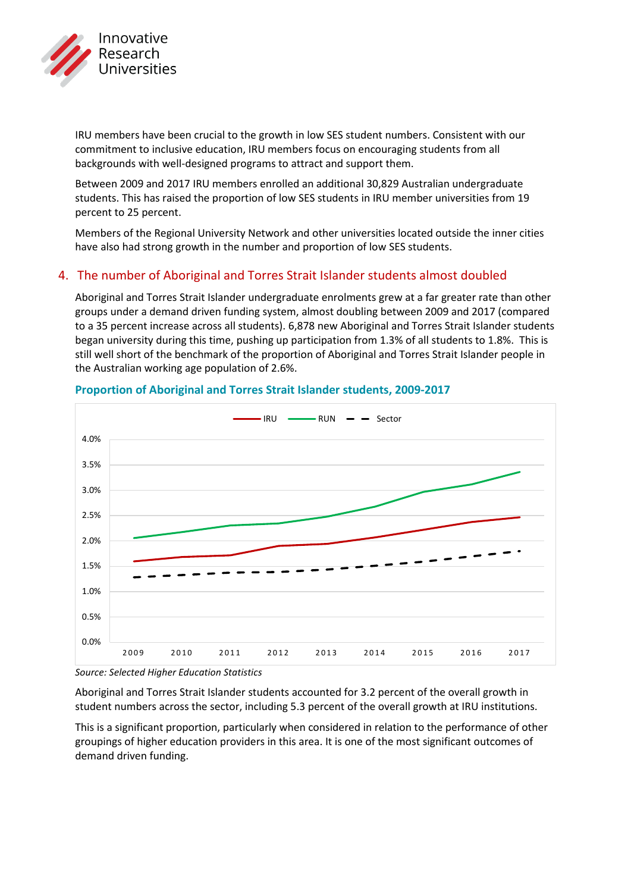IRU members have been crucial to the growth in low SES student numbers. Consistent with our commitment to inclusive education, IRU members focus on encouraging students from all backgrounds with well-designed programs to attract and support them.

Between 2009 and 2017 IRU members enrolled an additional 30,829 Australian undergraduate students. This has raised the proportion of low SES students in IRU member universities from 19 percent to 25 percent.

Members of the Regional University Network and other universities located outside the inner cities have also had strong growth in the number and proportion of low SES students.

## 4. The number of Aboriginal and Torres Strait Islander students almost doubled

Aboriginal and Torres Strait Islander undergraduate enrolments grew at a far greater rate than other groups under a demand driven funding system, almost doubling between 2009 and 2017 (compared to a 35 percent increase across all students). 6,878 new Aboriginal and Torres Strait Islander students began university during this time, pushing up participation from 1.3% of all students to 1.8%. This is still well short of the benchmark of the proportion of Aboriginal and Torres Strait Islander people in the Australian working age population of 2.6%.

**Proportion of Aboriginal and Torres Strait Islander students, 2009-2017**

*Source: Selected Higher Education Statistics*

Aboriginal and Torres Strait Islander students accounted for 3.2 percent of the overall growth in student numbers across the sector, including 5.3 percent of the overall growth at IRU institutions.

This is a significant proportion, particularly when considered in relation to the performance of other groupings of higher education providers in this area. It is one of the most significant outcomes of demand driven funding.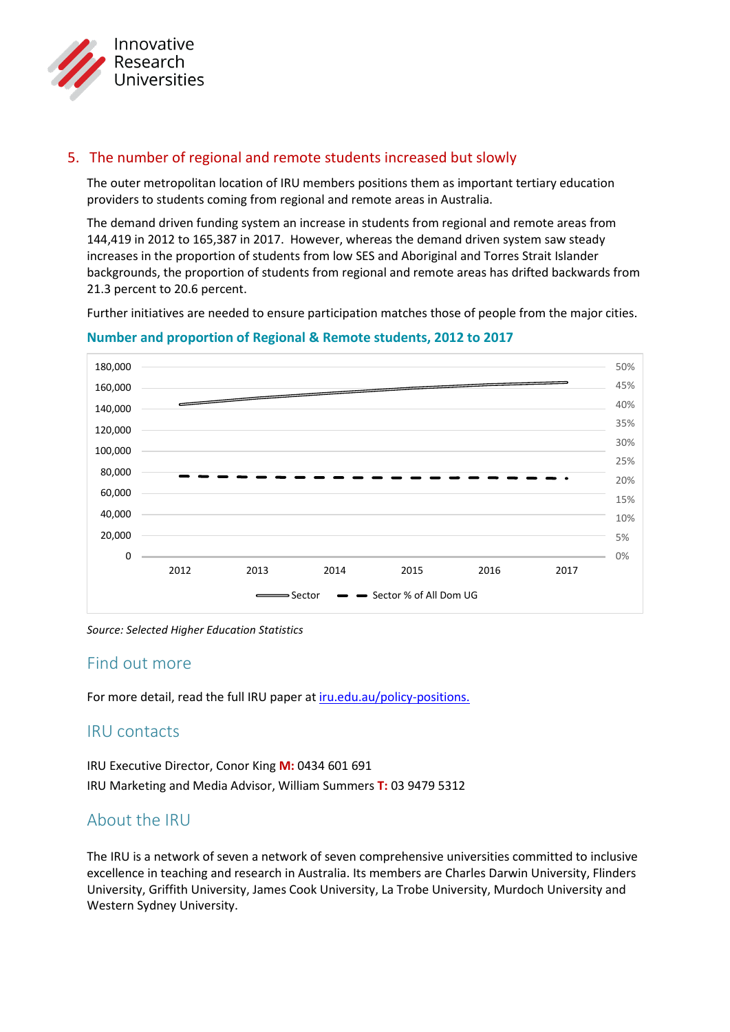## 5. The number of regional and remote students increased but slowly

The outer metropolitan location of IRU members positions them as important tertiary education providers to students coming from regional and remote areas in Australia.

The demand driven funding system an increase in students from regional and remote areas from 144,419 in 2012 to 165,387 in 2017. However, whereas the demand driven system saw steady increases in the proportion of students from low SES and Aboriginal and Torres Strait Islander backgrounds, the proportion of students from regional and remote areas has drifted backwards from 21.3 percent to 20.6 percent.

Further initiatives are needed to ensure participation matches those of people from the major cities.

### Number and proportion of Regional & Remote students, 2012 to 2017

180,000
160,000
140,000
120,000
100,000
80,000
60,000
40,000
20,000
0

50%
45%
40%
35%
30%
25%
20%
15%
10%
5%
0%

2012 2013 2014 2015 2016 2017

Sector
Sector % of All Dom UG

*Source: Selected Higher Education Statistics*

## Find out more

For more detail, read the full IRU paper at [iru.edu.au/policy-positions.](iru.edu.au/policy-positions)

## IRU contacts

IRU Executive Director, Conor King **M:** 0434 601 691
IRU Marketing and Media Advisor, William Summers **T:** 03 9479 5312

## About the IRU

The IRU is a network of seven a network of seven comprehensive universities committed to inclusive excellence in teaching and research in Australia. Its members are Charles Darwin University, Flinders University, Griffith University, James Cook University, La Trobe University, Murdoch University and Western Sydney University.